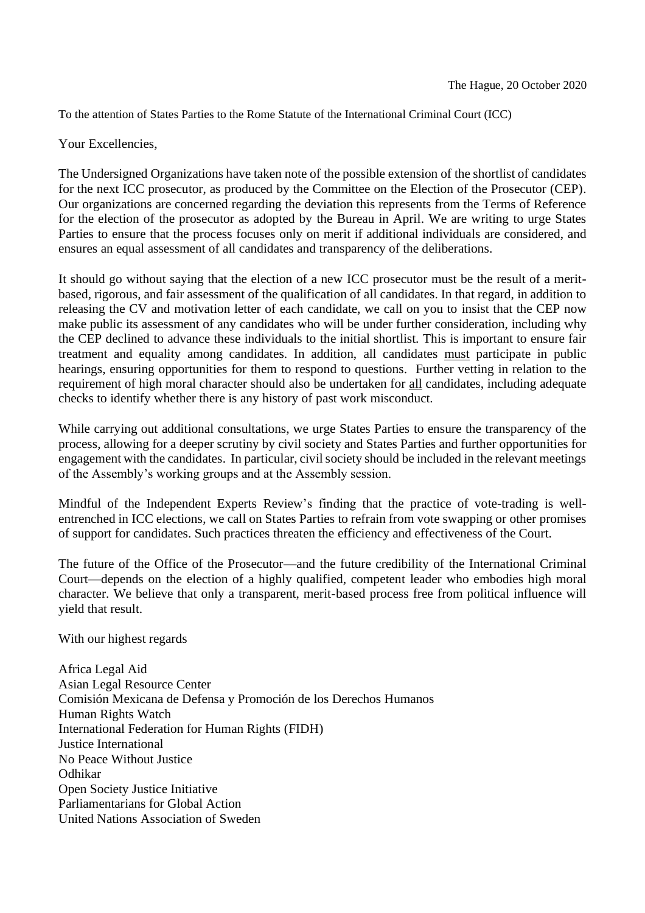The Hague, 20 October 2020

To the attention of States Parties to the Rome Statute of the International Criminal Court (ICC)

Your Excellencies,

The Undersigned Organizations have taken note of the possible extension of the shortlist of candidates for the next ICC prosecutor, as produced by the Committee on the Election of the Prosecutor (CEP). Our organizations are concerned regarding the deviation this represents from the Terms of Reference for the election of the prosecutor as adopted by the Bureau in April. We are writing to urge States Parties to ensure that the process focuses only on merit if additional individuals are considered, and ensures an equal assessment of all candidates and transparency of the deliberations.

It should go without saying that the election of a new ICC prosecutor must be the result of a merit-based, rigorous, and fair assessment of the qualification of all candidates. In that regard, in addition to releasing the CV and motivation letter of each candidate, we call on you to insist that the CEP now make public its assessment of any candidates who will be under further consideration, including why the CEP declined to advance these individuals to the initial shortlist. This is important to ensure fair treatment and equality among candidates. In addition, all candidates <u>must</u> participate in public hearings, ensuring opportunities for them to respond to questions. Further vetting in relation to the requirement of high moral character should also be undertaken for <u>all</u> candidates, including adequate checks to identify whether there is any history of past work misconduct.

While carrying out additional consultations, we urge States Parties to ensure the transparency of the process, allowing for a deeper scrutiny by civil society and States Parties and further opportunities for engagement with the candidates. In particular, civil society should be included in the relevant meetings of the Assembly's working groups and at the Assembly session.

Mindful of the Independent Experts Review's finding that the practice of vote-trading is well-entrenched in ICC elections, we call on States Parties to refrain from vote swapping or other promises of support for candidates. Such practices threaten the efficiency and effectiveness of the Court.

The future of the Office of the Prosecutor—and the future credibility of the International Criminal Court—depends on the election of a highly qualified, competent leader who embodies high moral character. We believe that only a transparent, merit-based process free from political influence will yield that result.

With our highest regards

Africa Legal Aid
Asian Legal Resource Center
Comisión Mexicana de Defensa y Promoción de los Derechos Humanos
Human Rights Watch
International Federation for Human Rights (FIDH)
Justice International
No Peace Without Justice
Odhikar
Open Society Justice Initiative
Parliamentarians for Global Action
United Nations Association of Sweden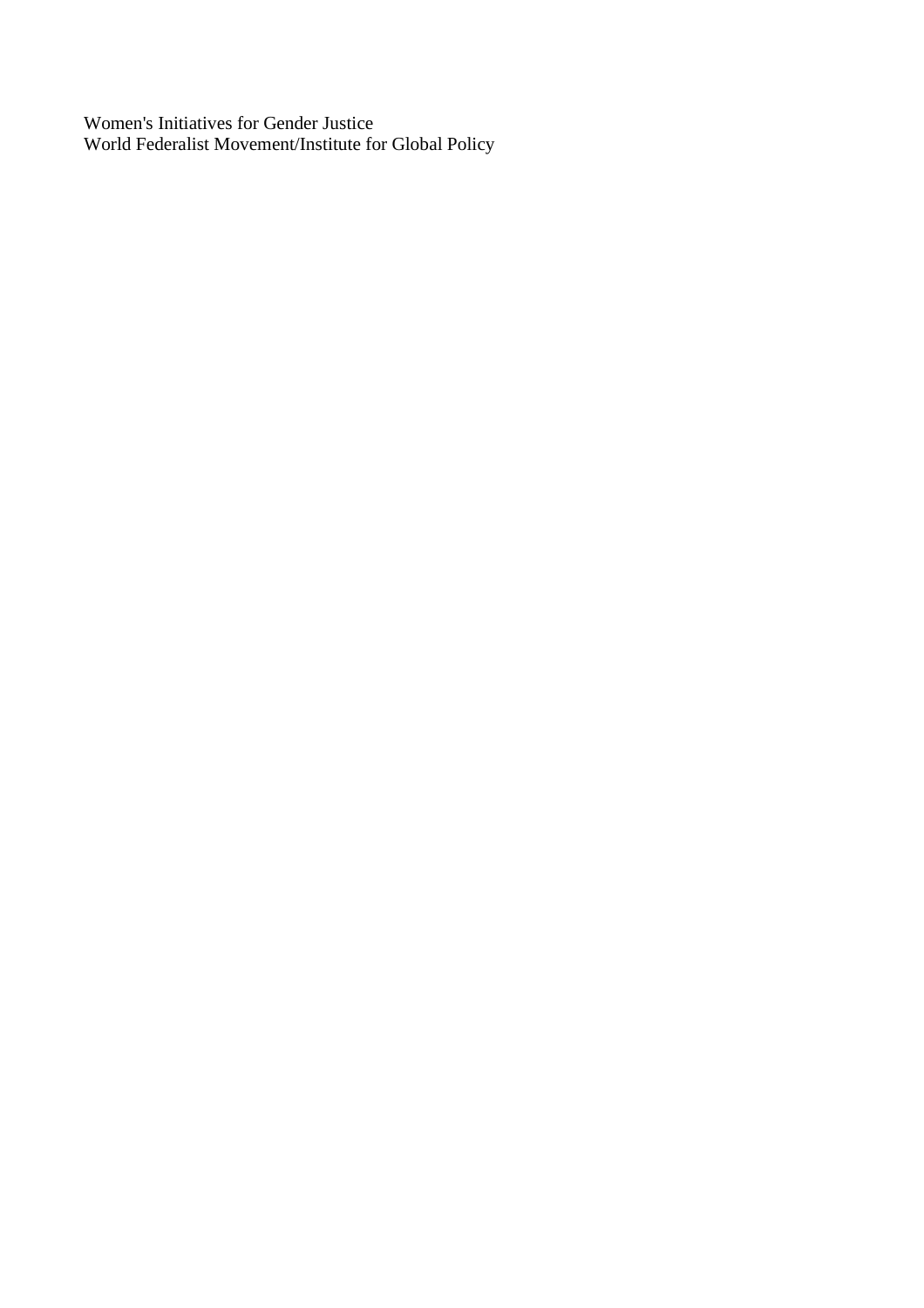Women's Initiatives for Gender Justice
World Federalist Movement/Institute for Global Policy